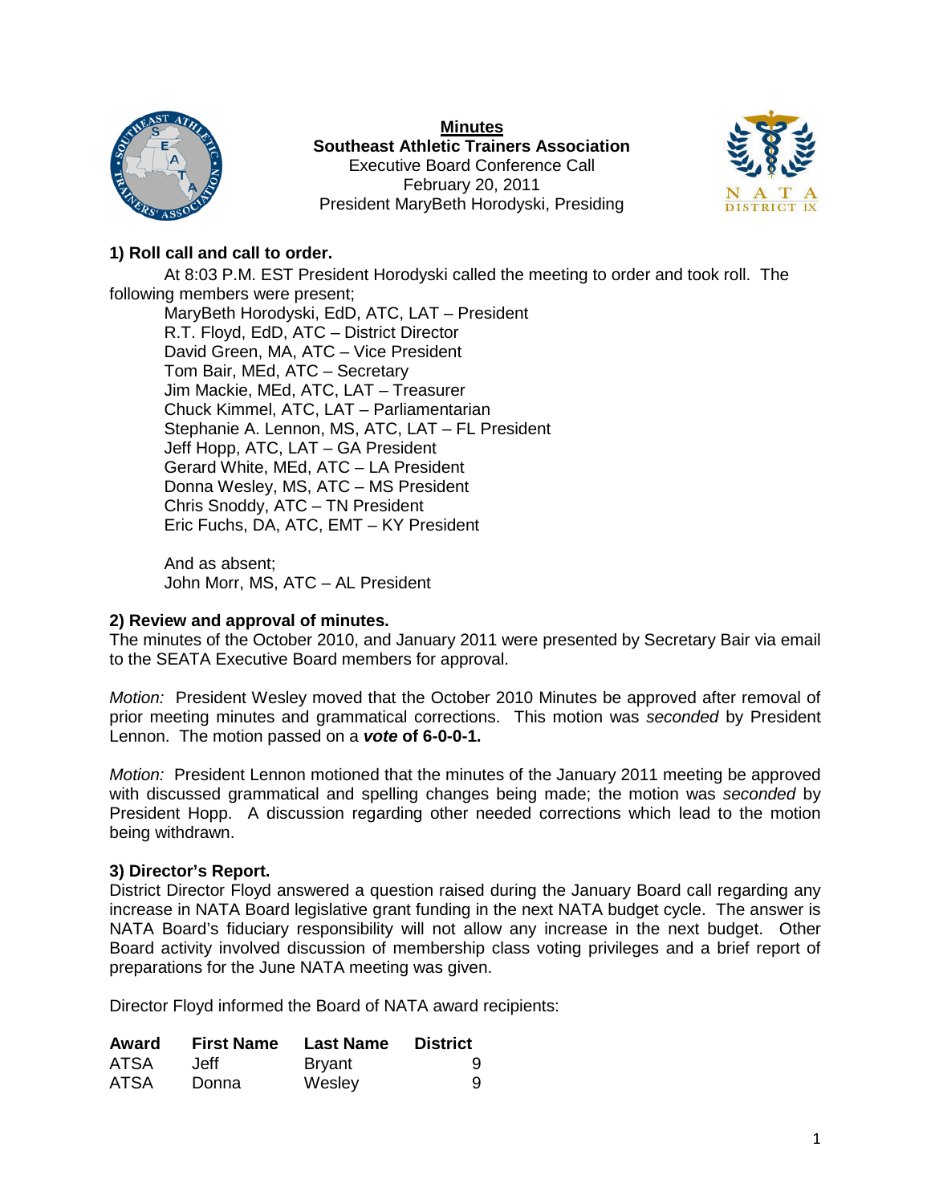**Minutes**
**Southeast Athletic Trainers Association**
Executive Board Conference Call
February 20, 2011
President MaryBeth Horodyski, Presiding

**1) Roll call and call to order.**

At 8:03 P.M. EST President Horodyski called the meeting to order and took roll. The following members were present;

MaryBeth Horodyski, EdD, ATC, LAT – President
R.T. Floyd, EdD, ATC – District Director
David Green, MA, ATC – Vice President
Tom Bair, MEd, ATC – Secretary
Jim Mackie, MEd, ATC, LAT – Treasurer
Chuck Kimmel, ATC, LAT – Parliamentarian
Stephanie A. Lennon, MS, ATC, LAT – FL President
Jeff Hopp, ATC, LAT – GA President
Gerard White, MEd, ATC – LA President
Donna Wesley, MS, ATC – MS President
Chris Snoddy, ATC – TN President
Eric Fuchs, DA, ATC, EMT – KY President

And as absent;
John Morr, MS, ATC – AL President

**2) Review and approval of minutes.**

The minutes of the October 2010, and January 2011 were presented by Secretary Bair via email to the SEATA Executive Board members for approval.

*Motion:* President Wesley moved that the October 2010 Minutes be approved after removal of prior meeting minutes and grammatical corrections. This motion was *seconded* by President Lennon. The motion passed on a ***vote*** **of 6-0-0-1.**

*Motion:* President Lennon motioned that the minutes of the January 2011 meeting be approved with discussed grammatical and spelling changes being made; the motion was *seconded* by President Hopp. A discussion regarding other needed corrections which lead to the motion being withdrawn.

**3) Director's Report.**

District Director Floyd answered a question raised during the January Board call regarding any increase in NATA Board legislative grant funding in the next NATA budget cycle. The answer is NATA Board's fiduciary responsibility will not allow any increase in the next budget. Other Board activity involved discussion of membership class voting privileges and a brief report of preparations for the June NATA meeting was given.

Director Floyd informed the Board of NATA award recipients:

| Award | First Name | Last Name | District |
|---|---|---|---|
| ATSA | Jeff | Bryant | 9 |
| ATSA | Donna | Wesley | 9 |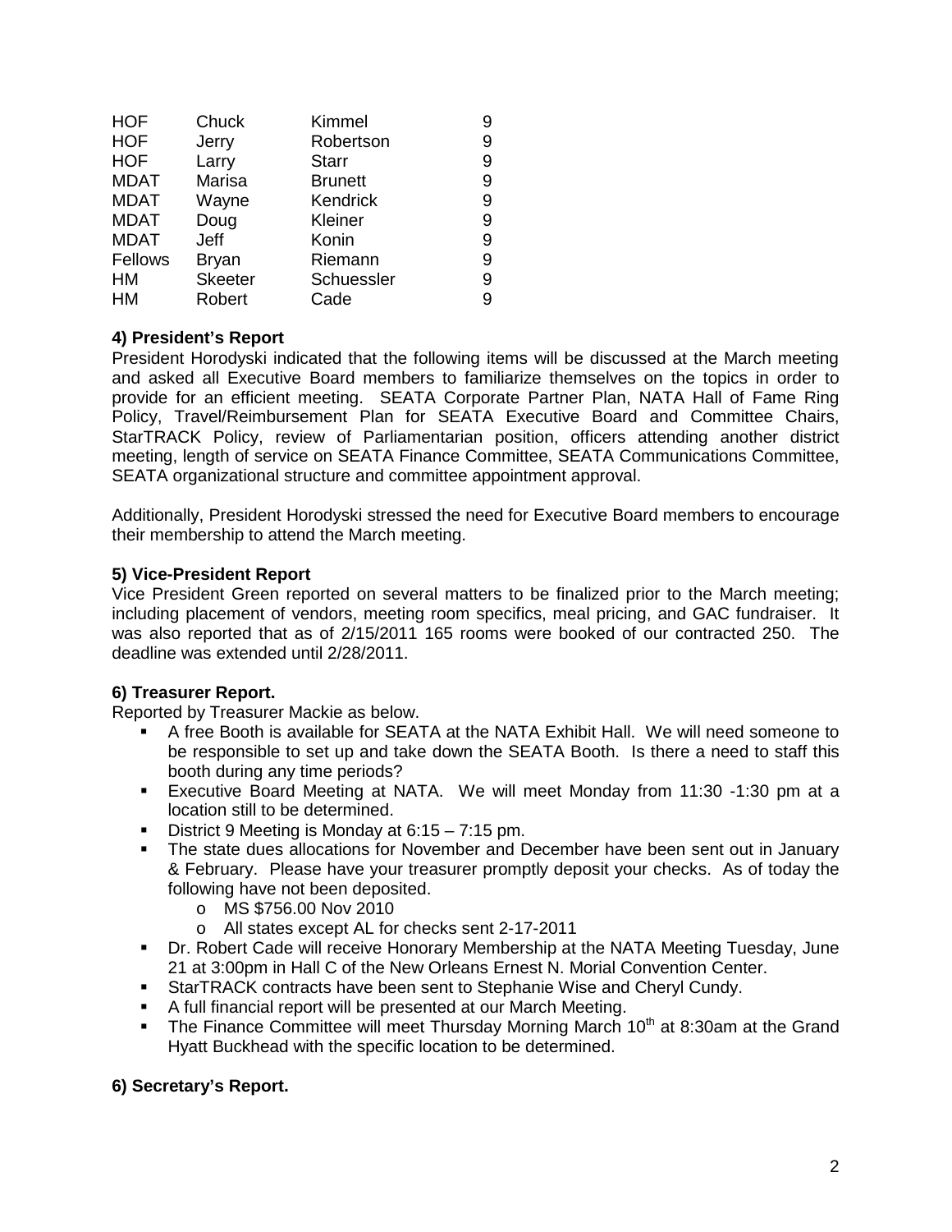| | | | |
|---|---|---|---|
| HOF | Chuck | Kimmel | 9 |
| HOF | Jerry | Robertson | 9 |
| HOF | Larry | Starr | 9 |
| MDAT | Marisa | Brunett | 9 |
| MDAT | Wayne | Kendrick | 9 |
| MDAT | Doug | Kleiner | 9 |
| MDAT | Jeff | Konin | 9 |
| Fellows | Bryan | Riemann | 9 |
| HM | Skeeter | Schuessler | 9 |
| HM | Robert | Cade | 9 |

**4) President's Report**

President Horodyski indicated that the following items will be discussed at the March meeting and asked all Executive Board members to familiarize themselves on the topics in order to provide for an efficient meeting. SEATA Corporate Partner Plan, NATA Hall of Fame Ring Policy, Travel/Reimbursement Plan for SEATA Executive Board and Committee Chairs, StarTRACK Policy, review of Parliamentarian position, officers attending another district meeting, length of service on SEATA Finance Committee, SEATA Communications Committee, SEATA organizational structure and committee appointment approval.

Additionally, President Horodyski stressed the need for Executive Board members to encourage their membership to attend the March meeting.

**5) Vice-President Report**

Vice President Green reported on several matters to be finalized prior to the March meeting; including placement of vendors, meeting room specifics, meal pricing, and GAC fundraiser. It was also reported that as of 2/15/2011 165 rooms were booked of our contracted 250. The deadline was extended until 2/28/2011.

**6) Treasurer Report.**

Reported by Treasurer Mackie as below.

- A free Booth is available for SEATA at the NATA Exhibit Hall. We will need someone to be responsible to set up and take down the SEATA Booth. Is there a need to staff this booth during any time periods?
- Executive Board Meeting at NATA. We will meet Monday from 11:30 -1:30 pm at a location still to be determined.
- District 9 Meeting is Monday at 6:15 – 7:15 pm.
- The state dues allocations for November and December have been sent out in January & February. Please have your treasurer promptly deposit your checks. As of today the following have not been deposited.
  - MS $756.00 Nov 2010
  - All states except AL for checks sent 2-17-2011
- Dr. Robert Cade will receive Honorary Membership at the NATA Meeting Tuesday, June 21 at 3:00pm in Hall C of the New Orleans Ernest N. Morial Convention Center.
- StarTRACK contracts have been sent to Stephanie Wise and Cheryl Cundy.
- A full financial report will be presented at our March Meeting.
- The Finance Committee will meet Thursday Morning March 10th at 8:30am at the Grand Hyatt Buckhead with the specific location to be determined.

**6) Secretary's Report.**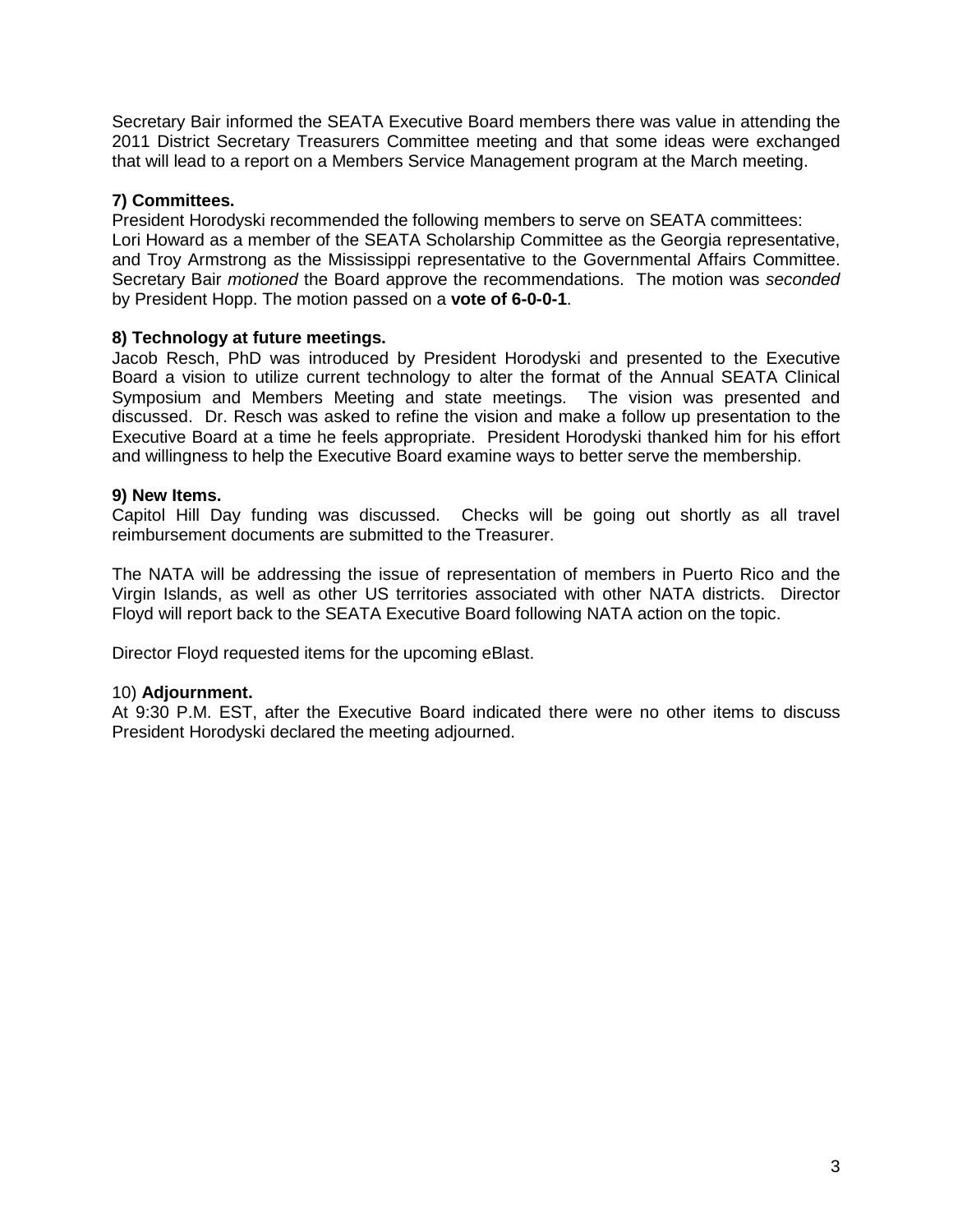Secretary Bair informed the SEATA Executive Board members there was value in attending the 2011 District Secretary Treasurers Committee meeting and that some ideas were exchanged that will lead to a report on a Members Service Management program at the March meeting.

**7) Committees.**

President Horodyski recommended the following members to serve on SEATA committees: Lori Howard as a member of the SEATA Scholarship Committee as the Georgia representative, and Troy Armstrong as the Mississippi representative to the Governmental Affairs Committee. Secretary Bair *motioned* the Board approve the recommendations. The motion was *seconded* by President Hopp. The motion passed on a **vote of 6-0-0-1**.

**8) Technology at future meetings.**

Jacob Resch, PhD was introduced by President Horodyski and presented to the Executive Board a vision to utilize current technology to alter the format of the Annual SEATA Clinical Symposium and Members Meeting and state meetings. The vision was presented and discussed. Dr. Resch was asked to refine the vision and make a follow up presentation to the Executive Board at a time he feels appropriate. President Horodyski thanked him for his effort and willingness to help the Executive Board examine ways to better serve the membership.

**9) New Items.**

Capitol Hill Day funding was discussed. Checks will be going out shortly as all travel reimbursement documents are submitted to the Treasurer.

The NATA will be addressing the issue of representation of members in Puerto Rico and the Virgin Islands, as well as other US territories associated with other NATA districts. Director Floyd will report back to the SEATA Executive Board following NATA action on the topic.

Director Floyd requested items for the upcoming eBlast.

10) **Adjournment.**

At 9:30 P.M. EST, after the Executive Board indicated there were no other items to discuss President Horodyski declared the meeting adjourned.